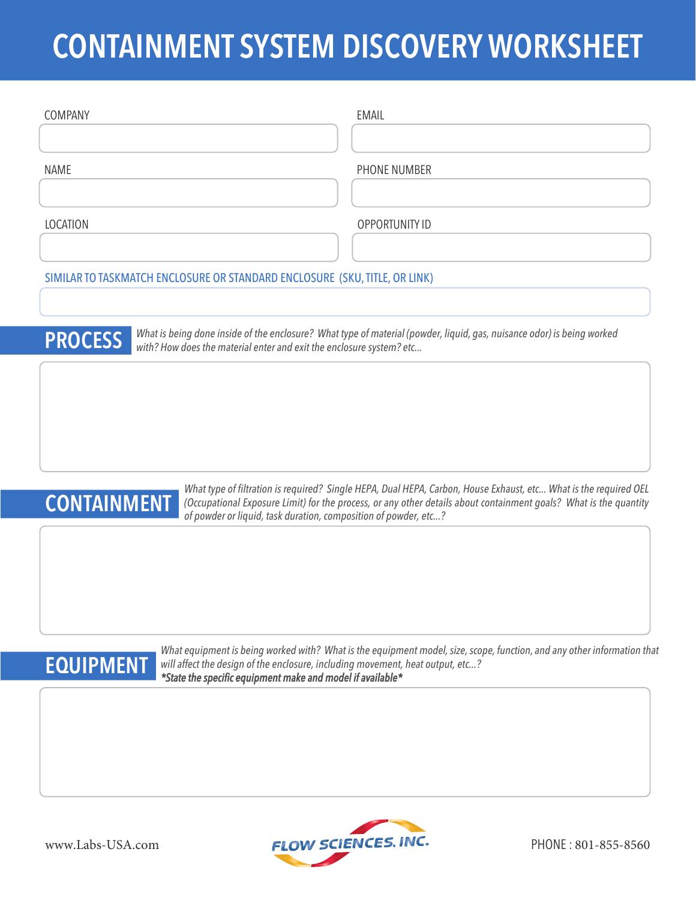# CONTAINMENT SYSTEM DISCOVERY WORKSHEET

COMPANY

EMAIL

NAME

PHONE NUMBER

LOCATION

OPPORTUNITY ID

SIMILAR TO TASKMATCH ENCLOSURE OR STANDARD ENCLOSURE (SKU, TITLE, OR LINK)

## PROCESS

*What is being done inside of the enclosure? What type of material (powder, liquid, gas, nuisance odor) is being worked with? How does the material enter and exit the enclosure system? etc...*

## CONTAINMENT

*What type of filtration is required? Single HEPA, Dual HEPA, Carbon, House Exhaust, etc... What is the required OEL (Occupational Exposure Limit) for the process, or any other details about containment goals? What is the quantity of powder or liquid, task duration, composition of powder, etc...?*

## EQUIPMENT

*What equipment is being worked with? What is the equipment model, size, scope, function, and any other information that will affect the design of the enclosure, including movement, heat output, etc...?*
***State the specific equipment make and model if available***

www.Labs-USA.com

FLOW SCIENCES, INC.

PHONE : 801-855-8560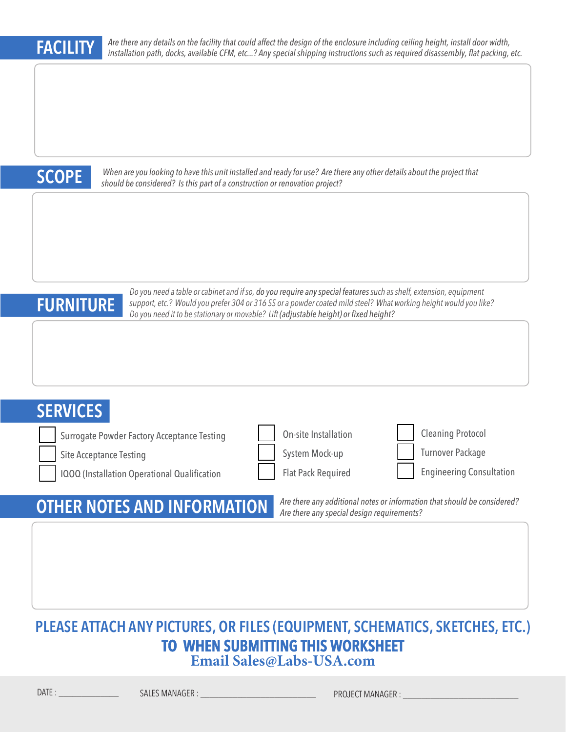## FACILITY

*Are there any details on the facility that could affect the design of the enclosure including ceiling height, install door width, installation path, docks, available CFM, etc...? Any special shipping instructions such as required disassembly, flat packing, etc.*

## SCOPE

*When are you looking to have this unit installed and ready for use? Are there any other details about the project that should be considered? Is this part of a construction or renovation project?*

## FURNITURE

*Do you need a table or cabinet and if so, **do you require any special features** such as shelf, extension, equipment support, etc.? Would you prefer 304 or 316 SS or a powder coated mild steel? What working height would you like? Do you need it to be stationary or movable? Lift **(adjustable height) or fixed height?***

## SERVICES

- [ ] Surrogate Powder Factory Acceptance Testing
- [ ] Site Acceptance Testing
- [ ] IQOQ (Installation Operational Qualification
- [ ] On-site Installation
- [ ] System Mock-up
- [ ] Flat Pack Required
- [ ] Cleaning Protocol
- [ ] Turnover Package
- [ ] Engineering Consultation

## OTHER NOTES AND INFORMATION

*Are there any additional notes or information that should be considered? Are there any special design requirements?*

**PLEASE ATTACH ANY PICTURES, OR FILES (EQUIPMENT, SCHEMATICS, SKETCHES, ETC.)**
**TO WHEN SUBMITTING THIS WORKSHEET**
**Email Sales@Labs-USA.com**

DATE : ______________ SALES MANAGER : ____________________________ PROJECT MANAGER : ____________________________